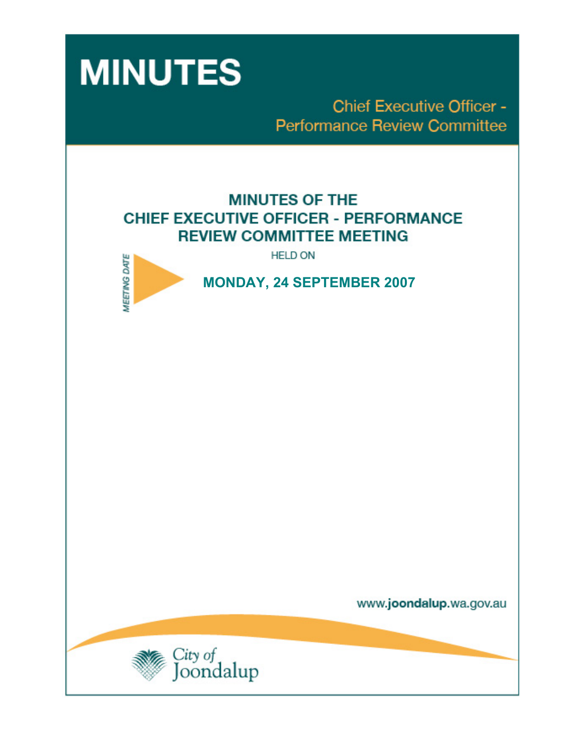# MINUTES

## Chief Executive Officer - Performance Review Committee

## MINUTES OF THE CHIEF EXECUTIVE OFFICER - PERFORMANCE REVIEW COMMITTEE MEETING

HELD ON

MEETING DATE

**MONDAY, 24 SEPTEMBER 2007**

www.joondalup.wa.gov.au

City of Joondalup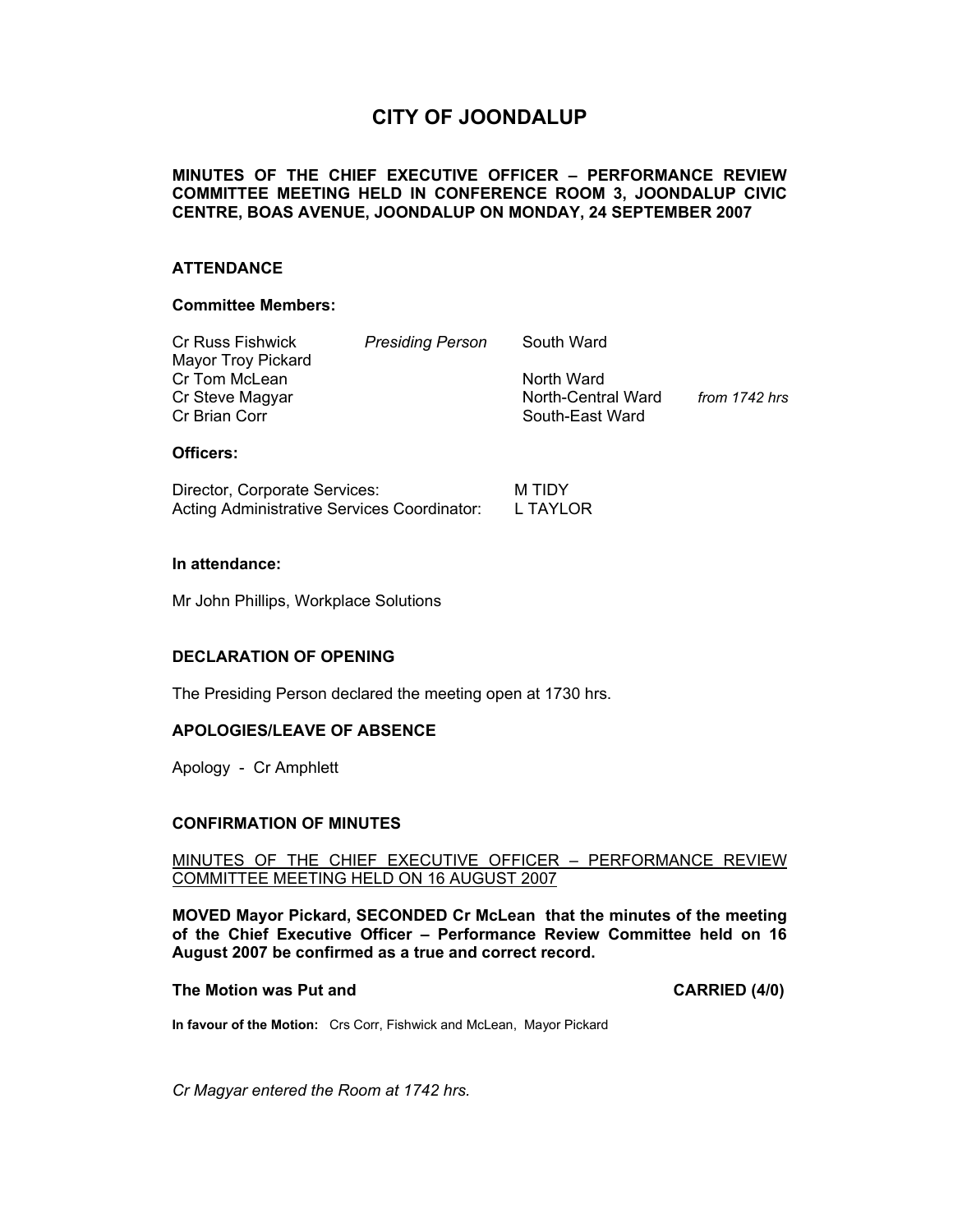# CITY OF JOONDALUP

**MINUTES OF THE CHIEF EXECUTIVE OFFICER – PERFORMANCE REVIEW COMMITTEE MEETING HELD IN CONFERENCE ROOM 3, JOONDALUP CIVIC CENTRE, BOAS AVENUE, JOONDALUP ON MONDAY, 24 SEPTEMBER 2007**

## ATTENDANCE

### Committee Members:

| | | | |
|---|---|---|---|
| Cr Russ Fishwick | *Presiding Person* | South Ward | |
| Mayor Troy Pickard | | | |
| Cr Tom McLean | | North Ward | |
| Cr Steve Magyar | | North-Central Ward | *from 1742 hrs* |
| Cr Brian Corr | | South-East Ward | |

### Officers:

| | |
|---|---|
| Director, Corporate Services: | M TIDY |
| Acting Administrative Services Coordinator: | L TAYLOR |

### In attendance:

Mr John Phillips, Workplace Solutions

## DECLARATION OF OPENING

The Presiding Person declared the meeting open at 1730 hrs.

## APOLOGIES/LEAVE OF ABSENCE

Apology - Cr Amphlett

## CONFIRMATION OF MINUTES

MINUTES OF THE CHIEF EXECUTIVE OFFICER – PERFORMANCE REVIEW COMMITTEE MEETING HELD ON 16 AUGUST 2007

**MOVED Mayor Pickard, SECONDED Cr McLean that the minutes of the meeting of the Chief Executive Officer – Performance Review Committee held on 16 August 2007 be confirmed as a true and correct record.**

**The Motion was Put and CARRIED (4/0)**

**In favour of the Motion:** Crs Corr, Fishwick and McLean, Mayor Pickard

*Cr Magyar entered the Room at 1742 hrs.*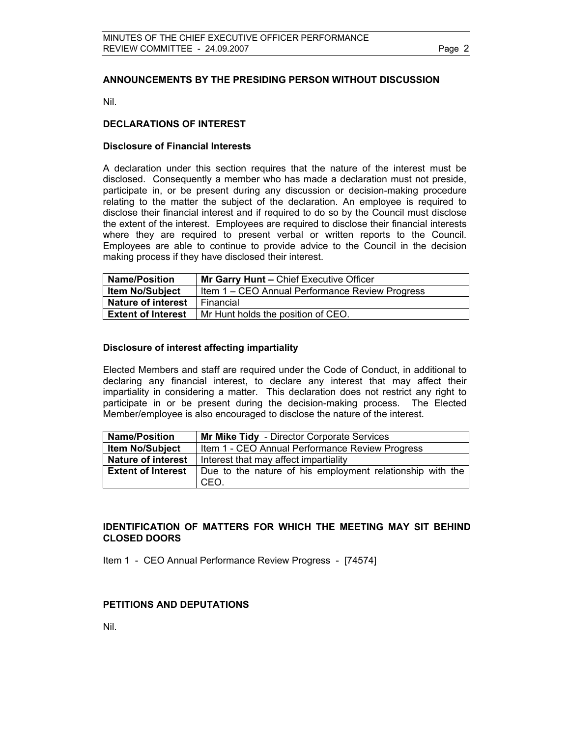## ANNOUNCEMENTS BY THE PRESIDING PERSON WITHOUT DISCUSSION

Nil.

## DECLARATIONS OF INTEREST

### Disclosure of Financial Interests

A declaration under this section requires that the nature of the interest must be disclosed. Consequently a member who has made a declaration must not preside, participate in, or be present during any discussion or decision-making procedure relating to the matter the subject of the declaration. An employee is required to disclose their financial interest and if required to do so by the Council must disclose the extent of the interest. Employees are required to disclose their financial interests where they are required to present verbal or written reports to the Council. Employees are able to continue to provide advice to the Council in the decision making process if they have disclosed their interest.

| **Name/Position** | **Mr Garry Hunt –** Chief Executive Officer |
|---|---|
| **Item No/Subject** | Item 1 – CEO Annual Performance Review Progress |
| **Nature of interest** | Financial |
| **Extent of Interest** | Mr Hunt holds the position of CEO. |

### Disclosure of interest affecting impartiality

Elected Members and staff are required under the Code of Conduct, in additional to declaring any financial interest, to declare any interest that may affect their impartiality in considering a matter. This declaration does not restrict any right to participate in or be present during the decision-making process. The Elected Member/employee is also encouraged to disclose the nature of the interest.

| **Name/Position** | **Mr Mike Tidy** - Director Corporate Services |
|---|---|
| **Item No/Subject** | Item 1 - CEO Annual Performance Review Progress |
| **Nature of interest** | Interest that may affect impartiality |
| **Extent of Interest** | Due to the nature of his employment relationship with the CEO. |

## IDENTIFICATION OF MATTERS FOR WHICH THE MEETING MAY SIT BEHIND CLOSED DOORS

Item 1 - CEO Annual Performance Review Progress - [74574]

## PETITIONS AND DEPUTATIONS

Nil.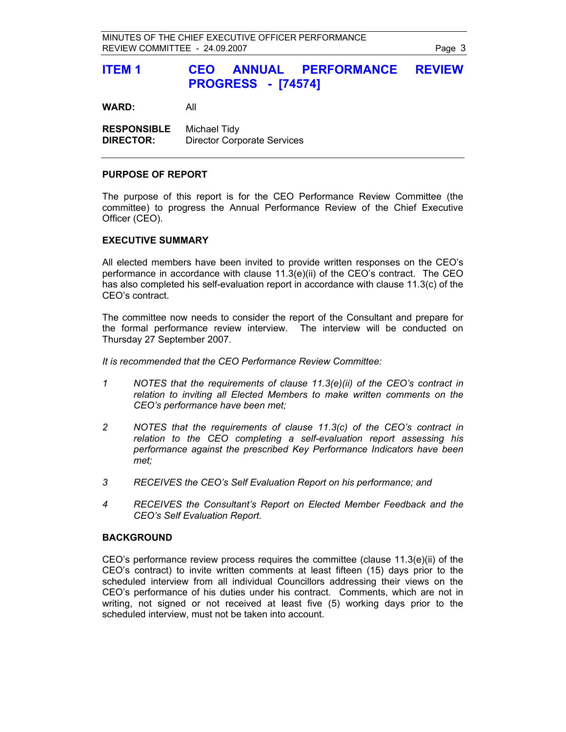## ITEM 1 CEO ANNUAL PERFORMANCE REVIEW PROGRESS - [74574]

**WARD:** All

**RESPONSIBLE DIRECTOR:** Michael Tidy
Director Corporate Services

---

**PURPOSE OF REPORT**

The purpose of this report is for the CEO Performance Review Committee (the committee) to progress the Annual Performance Review of the Chief Executive Officer (CEO).

**EXECUTIVE SUMMARY**

All elected members have been invited to provide written responses on the CEO's performance in accordance with clause 11.3(e)(ii) of the CEO's contract. The CEO has also completed his self-evaluation report in accordance with clause 11.3(c) of the CEO's contract.

The committee now needs to consider the report of the Consultant and prepare for the formal performance review interview. The interview will be conducted on Thursday 27 September 2007.

*It is recommended that the CEO Performance Review Committee:*

1. *NOTES that the requirements of clause 11.3(e)(ii) of the CEO's contract in relation to inviting all Elected Members to make written comments on the CEO's performance have been met;*
2. *NOTES that the requirements of clause 11.3(c) of the CEO's contract in relation to the CEO completing a self-evaluation report assessing his performance against the prescribed Key Performance Indicators have been met;*
3. *RECEIVES the CEO's Self Evaluation Report on his performance; and*
4. *RECEIVES the Consultant's Report on Elected Member Feedback and the CEO's Self Evaluation Report.*

**BACKGROUND**

CEO's performance review process requires the committee (clause 11.3(e)(ii) of the CEO's contract) to invite written comments at least fifteen (15) days prior to the scheduled interview from all individual Councillors addressing their views on the CEO's performance of his duties under his contract. Comments, which are not in writing, not signed or not received at least five (5) working days prior to the scheduled interview, must not be taken into account.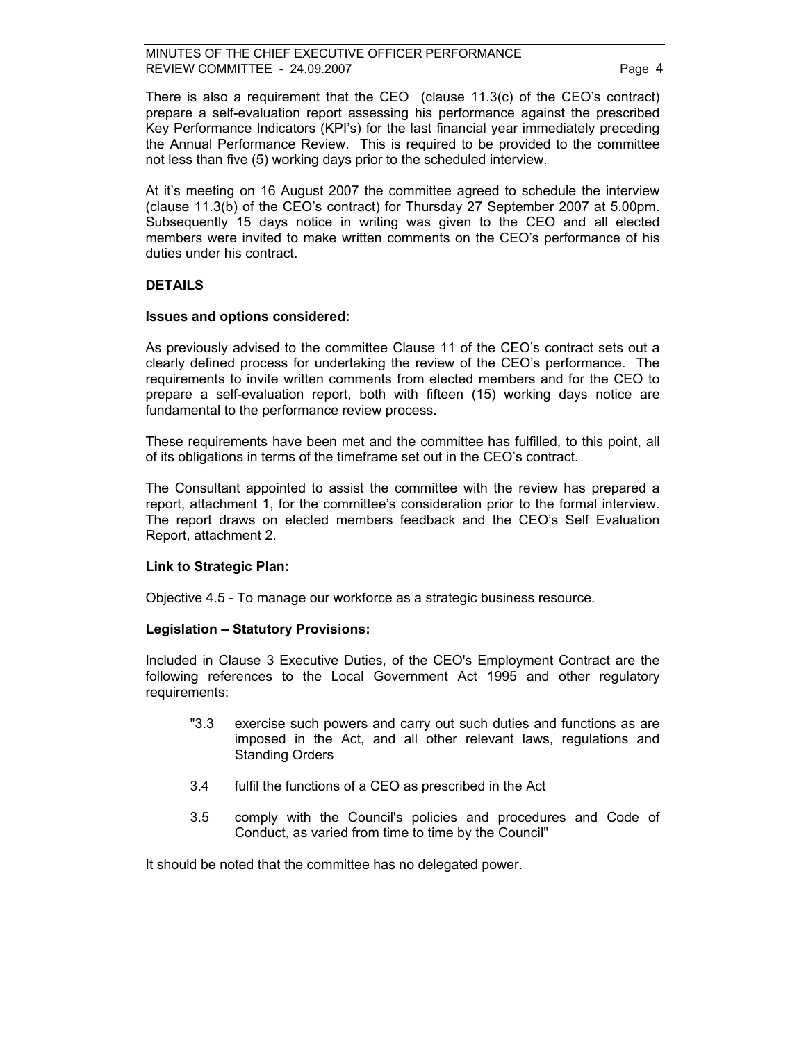There is also a requirement that the CEO (clause 11.3(c) of the CEO's contract) prepare a self-evaluation report assessing his performance against the prescribed Key Performance Indicators (KPI's) for the last financial year immediately preceding the Annual Performance Review. This is required to be provided to the committee not less than five (5) working days prior to the scheduled interview.

At it's meeting on 16 August 2007 the committee agreed to schedule the interview (clause 11.3(b) of the CEO's contract) for Thursday 27 September 2007 at 5.00pm. Subsequently 15 days notice in writing was given to the CEO and all elected members were invited to make written comments on the CEO's performance of his duties under his contract.

**DETAILS**

**Issues and options considered:**

As previously advised to the committee Clause 11 of the CEO's contract sets out a clearly defined process for undertaking the review of the CEO's performance. The requirements to invite written comments from elected members and for the CEO to prepare a self-evaluation report, both with fifteen (15) working days notice are fundamental to the performance review process.

These requirements have been met and the committee has fulfilled, to this point, all of its obligations in terms of the timeframe set out in the CEO's contract.

The Consultant appointed to assist the committee with the review has prepared a report, attachment 1, for the committee's consideration prior to the formal interview. The report draws on elected members feedback and the CEO's Self Evaluation Report, attachment 2.

**Link to Strategic Plan:**

Objective 4.5 - To manage our workforce as a strategic business resource.

**Legislation – Statutory Provisions:**

Included in Clause 3 Executive Duties, of the CEO's Employment Contract are the following references to the Local Government Act 1995 and other regulatory requirements:

> "3.3 exercise such powers and carry out such duties and functions as are imposed in the Act, and all other relevant laws, regulations and Standing Orders
>
> 3.4 fulfil the functions of a CEO as prescribed in the Act
>
> 3.5 comply with the Council's policies and procedures and Code of Conduct, as varied from time to time by the Council"

It should be noted that the committee has no delegated power.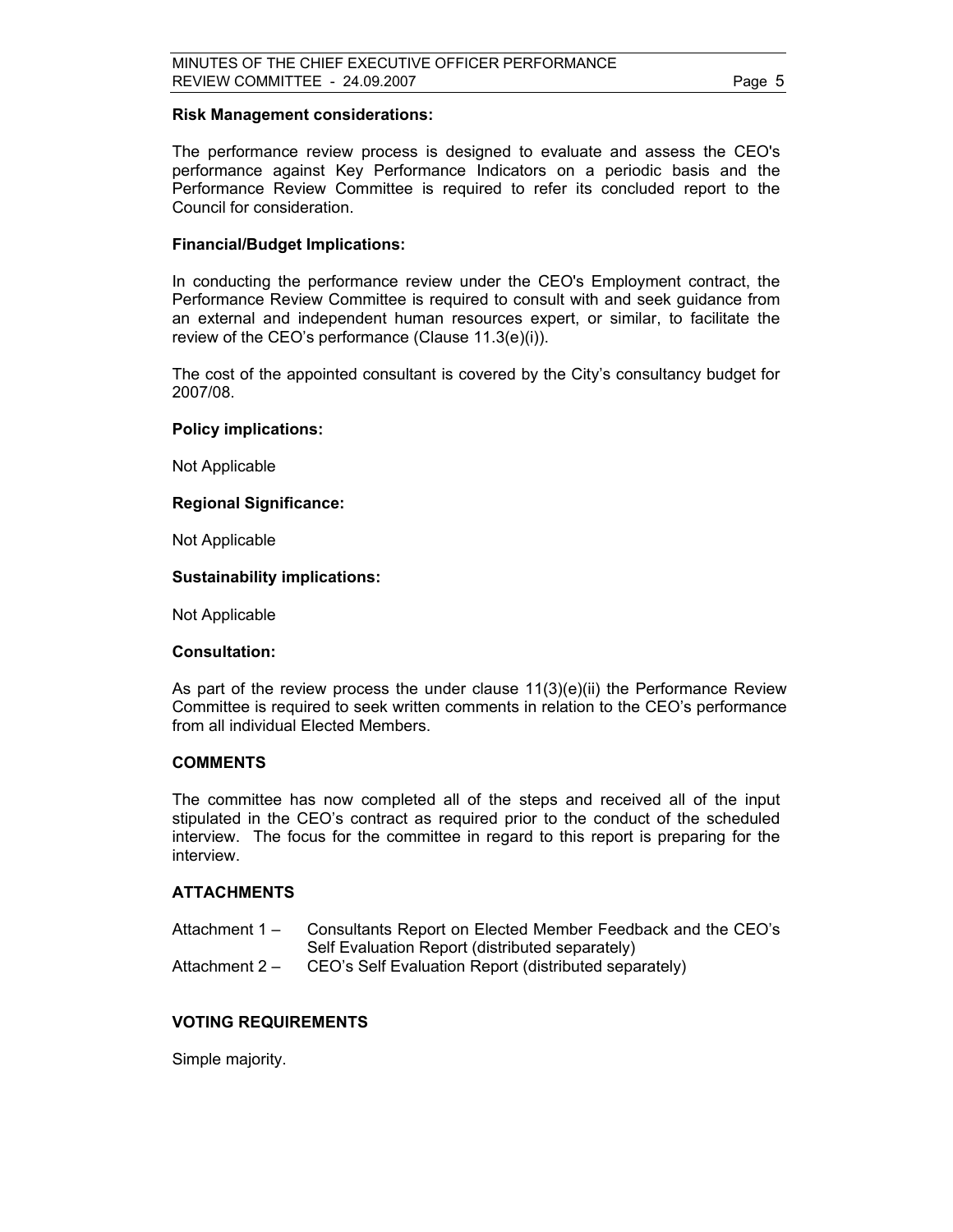**Risk Management considerations:**

The performance review process is designed to evaluate and assess the CEO's performance against Key Performance Indicators on a periodic basis and the Performance Review Committee is required to refer its concluded report to the Council for consideration.

**Financial/Budget Implications:**

In conducting the performance review under the CEO's Employment contract, the Performance Review Committee is required to consult with and seek guidance from an external and independent human resources expert, or similar, to facilitate the review of the CEO's performance (Clause 11.3(e)(i)).

The cost of the appointed consultant is covered by the City's consultancy budget for 2007/08.

**Policy implications:**

Not Applicable

**Regional Significance:**

Not Applicable

**Sustainability implications:**

Not Applicable

**Consultation:**

As part of the review process the under clause 11(3)(e)(ii) the Performance Review Committee is required to seek written comments in relation to the CEO's performance from all individual Elected Members.

## COMMENTS

The committee has now completed all of the steps and received all of the input stipulated in the CEO's contract as required prior to the conduct of the scheduled interview. The focus for the committee in regard to this report is preparing for the interview.

## ATTACHMENTS

Attachment 1 – Consultants Report on Elected Member Feedback and the CEO's Self Evaluation Report (distributed separately)
Attachment 2 – CEO's Self Evaluation Report (distributed separately)

## VOTING REQUIREMENTS

Simple majority.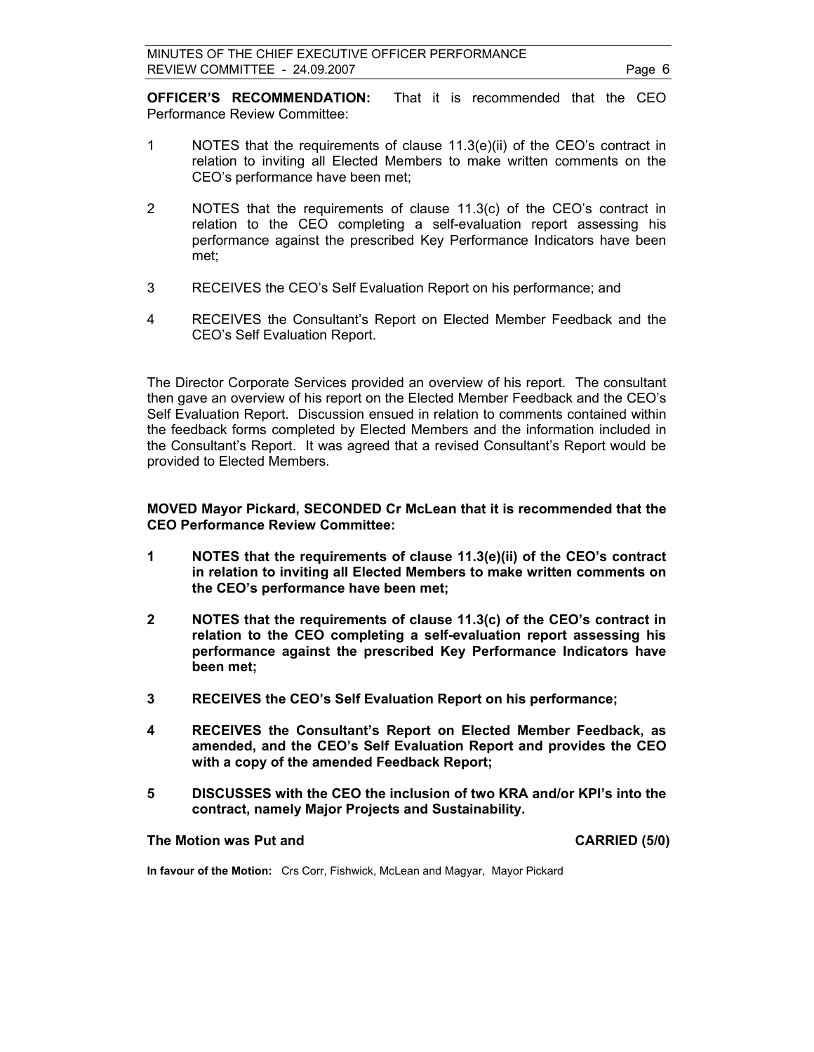**OFFICER'S RECOMMENDATION:** That it is recommended that the CEO Performance Review Committee:

1. NOTES that the requirements of clause 11.3(e)(ii) of the CEO's contract in relation to inviting all Elected Members to make written comments on the CEO's performance have been met;

2. NOTES that the requirements of clause 11.3(c) of the CEO's contract in relation to the CEO completing a self-evaluation report assessing his performance against the prescribed Key Performance Indicators have been met;

3. RECEIVES the CEO's Self Evaluation Report on his performance; and

4. RECEIVES the Consultant's Report on Elected Member Feedback and the CEO's Self Evaluation Report.

The Director Corporate Services provided an overview of his report. The consultant then gave an overview of his report on the Elected Member Feedback and the CEO's Self Evaluation Report. Discussion ensued in relation to comments contained within the feedback forms completed by Elected Members and the information included in the Consultant's Report. It was agreed that a revised Consultant's Report would be provided to Elected Members.

**MOVED Mayor Pickard, SECONDED Cr McLean that it is recommended that the CEO Performance Review Committee:**

1. **NOTES that the requirements of clause 11.3(e)(ii) of the CEO's contract in relation to inviting all Elected Members to make written comments on the CEO's performance have been met;**

2. **NOTES that the requirements of clause 11.3(c) of the CEO's contract in relation to the CEO completing a self-evaluation report assessing his performance against the prescribed Key Performance Indicators have been met;**

3. **RECEIVES the CEO's Self Evaluation Report on his performance;**

4. **RECEIVES the Consultant's Report on Elected Member Feedback, as amended, and the CEO's Self Evaluation Report and provides the CEO with a copy of the amended Feedback Report;**

5. **DISCUSSES with the CEO the inclusion of two KRA and/or KPI's into the contract, namely Major Projects and Sustainability.**

**The Motion was Put and CARRIED (5/0)**

**In favour of the Motion:** Crs Corr, Fishwick, McLean and Magyar, Mayor Pickard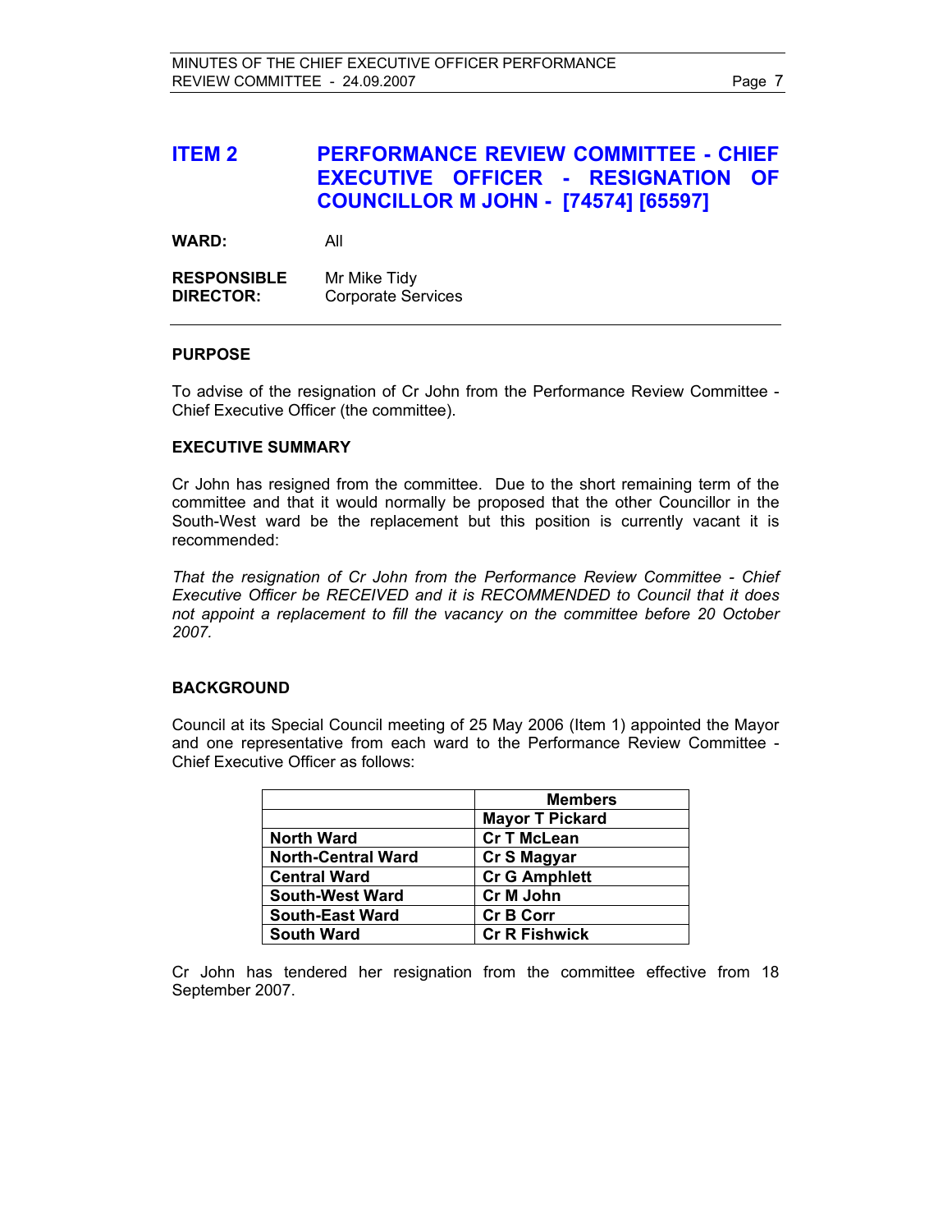## ITEM 2 PERFORMANCE REVIEW COMMITTEE - CHIEF EXECUTIVE OFFICER - RESIGNATION OF COUNCILLOR M JOHN - [74574] [65597]

**WARD:** All

**RESPONSIBLE DIRECTOR:** Mr Mike Tidy
Corporate Services

---

### PURPOSE

To advise of the resignation of Cr John from the Performance Review Committee - Chief Executive Officer (the committee).

### EXECUTIVE SUMMARY

Cr John has resigned from the committee. Due to the short remaining term of the committee and that it would normally be proposed that the other Councillor in the South-West ward be the replacement but this position is currently vacant it is recommended:

*That the resignation of Cr John from the Performance Review Committee - Chief Executive Officer be RECEIVED and it is RECOMMENDED to Council that it does not appoint a replacement to fill the vacancy on the committee before 20 October 2007.*

### BACKGROUND

Council at its Special Council meeting of 25 May 2006 (Item 1) appointed the Mayor and one representative from each ward to the Performance Review Committee - Chief Executive Officer as follows:

| | **Members** |
|---|---|
| | **Mayor T Pickard** |
| **North Ward** | **Cr T McLean** |
| **North-Central Ward** | **Cr S Magyar** |
| **Central Ward** | **Cr G Amphlett** |
| **South-West Ward** | **Cr M John** |
| **South-East Ward** | **Cr B Corr** |
| **South Ward** | **Cr R Fishwick** |

Cr John has tendered her resignation from the committee effective from 18 September 2007.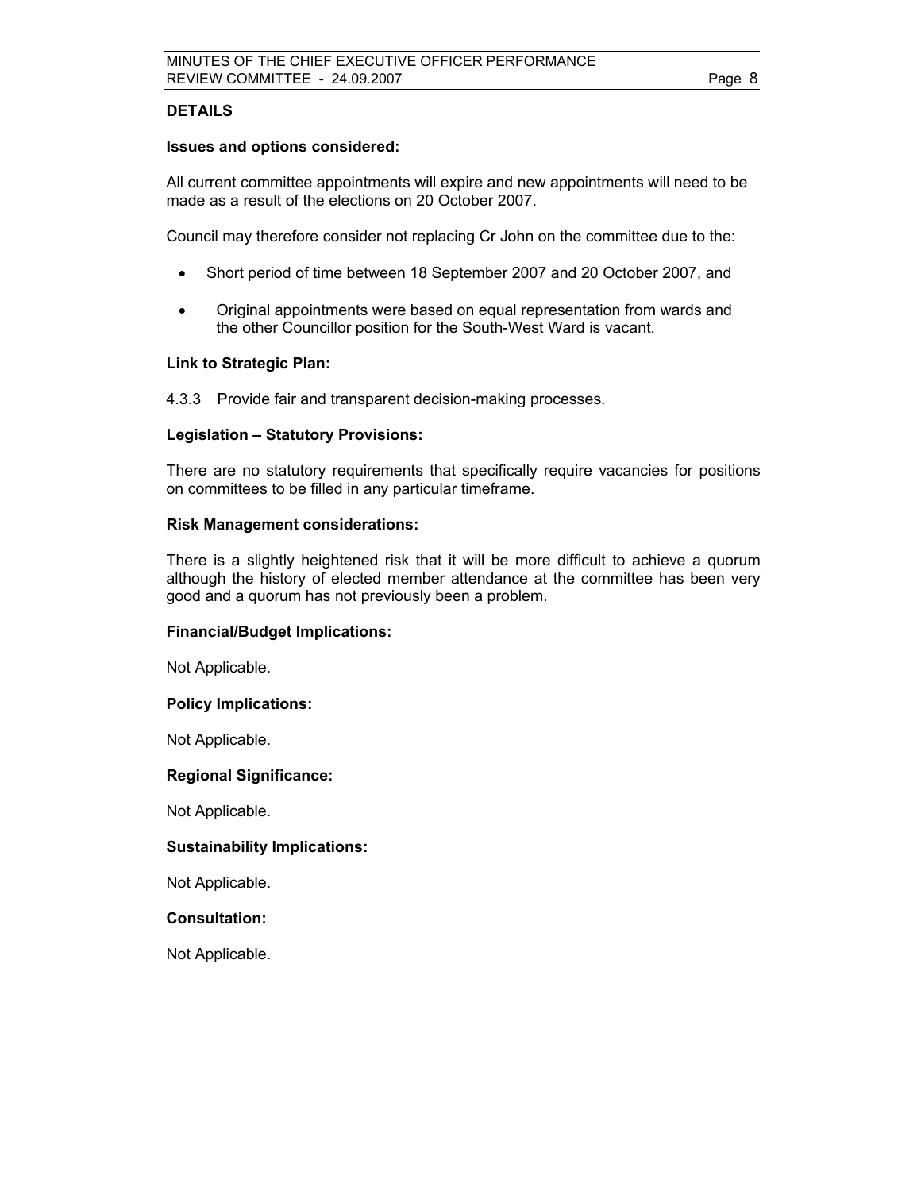## DETAILS

### Issues and options considered:

All current committee appointments will expire and new appointments will need to be made as a result of the elections on 20 October 2007.

Council may therefore consider not replacing Cr John on the committee due to the:

- Short period of time between 18 September 2007 and 20 October 2007, and
- Original appointments were based on equal representation from wards and the other Councillor position for the South-West Ward is vacant.

### Link to Strategic Plan:

4.3.3 Provide fair and transparent decision-making processes.

### Legislation – Statutory Provisions:

There are no statutory requirements that specifically require vacancies for positions on committees to be filled in any particular timeframe.

### Risk Management considerations:

There is a slightly heightened risk that it will be more difficult to achieve a quorum although the history of elected member attendance at the committee has been very good and a quorum has not previously been a problem.

### Financial/Budget Implications:

Not Applicable.

### Policy Implications:

Not Applicable.

### Regional Significance:

Not Applicable.

### Sustainability Implications:

Not Applicable.

### Consultation:

Not Applicable.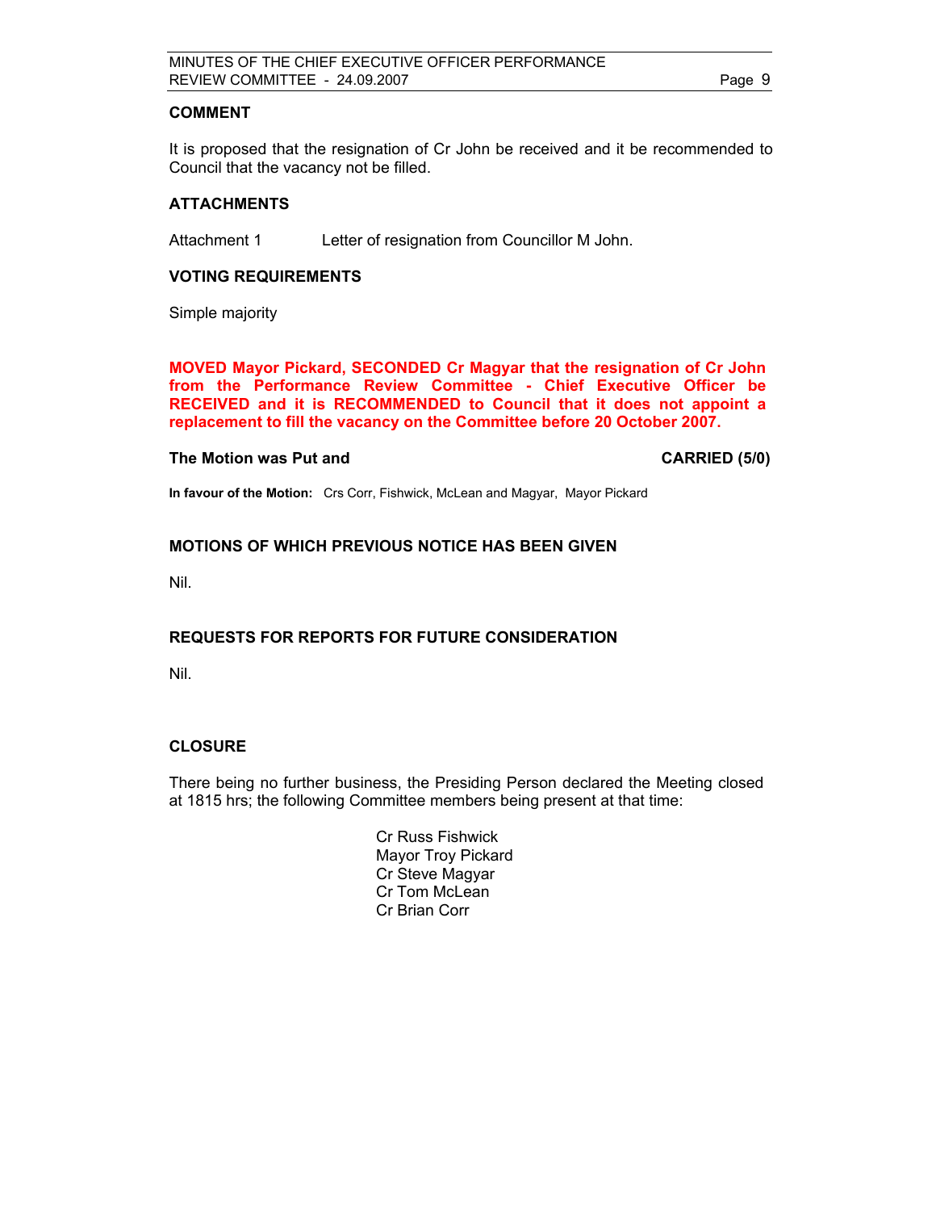### COMMENT

It is proposed that the resignation of Cr John be received and it be recommended to Council that the vacancy not be filled.

### ATTACHMENTS

Attachment 1 Letter of resignation from Councillor M John.

### VOTING REQUIREMENTS

Simple majority

**MOVED Mayor Pickard, SECONDED Cr Magyar that the resignation of Cr John from the Performance Review Committee - Chief Executive Officer be RECEIVED and it is RECOMMENDED to Council that it does not appoint a replacement to fill the vacancy on the Committee before 20 October 2007.**

**The Motion was Put and CARRIED (5/0)**

**In favour of the Motion:** Crs Corr, Fishwick, McLean and Magyar, Mayor Pickard

### MOTIONS OF WHICH PREVIOUS NOTICE HAS BEEN GIVEN

Nil.

### REQUESTS FOR REPORTS FOR FUTURE CONSIDERATION

Nil.

### CLOSURE

There being no further business, the Presiding Person declared the Meeting closed at 1815 hrs; the following Committee members being present at that time:

Cr Russ Fishwick
Mayor Troy Pickard
Cr Steve Magyar
Cr Tom McLean
Cr Brian Corr